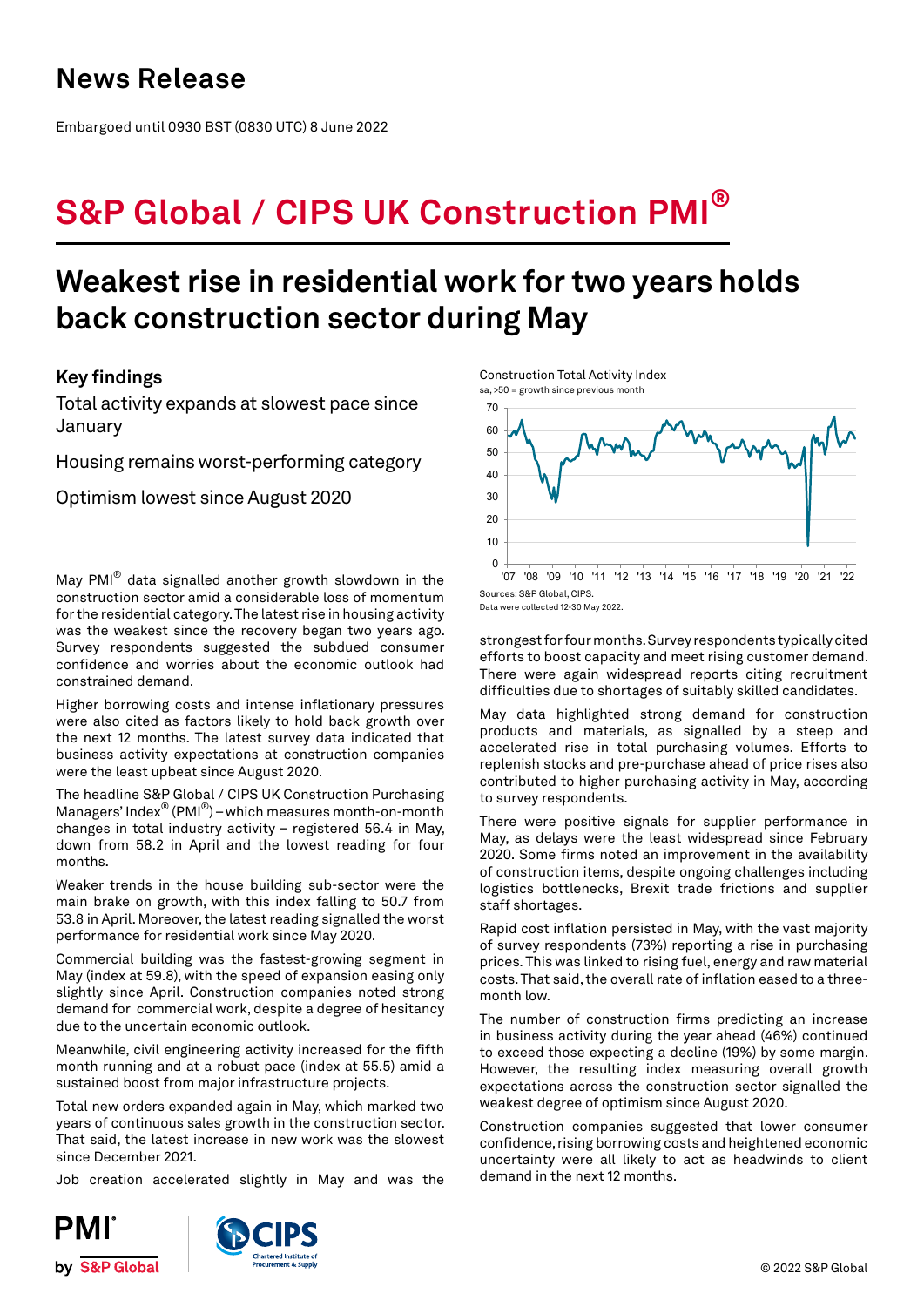# News Release

Embargoed until 0930 BST (0830 UTC) 8 June 2022

# S&P Global / CIPS UK Construction PMI®

## Weakest rise in residential work for two years holds back construction sector during May

### Key findings

Total activity expands at slowest pace since January

Housing remains worst-performing category

Optimism lowest since August 2020

Construction Total Activity Index
sa, >50 = growth since previous month

Sources: S&P Global, CIPS.
Data were collected 12-30 May 2022.

May PMI® data signalled another growth slowdown in the construction sector amid a considerable loss of momentum for the residential category. The latest rise in housing activity was the weakest since the recovery began two years ago. Survey respondents suggested the subdued consumer confidence and worries about the economic outlook had constrained demand.

Higher borrowing costs and intense inflationary pressures were also cited as factors likely to hold back growth over the next 12 months. The latest survey data indicated that business activity expectations at construction companies were the least upbeat since August 2020.

The headline S&P Global / CIPS UK Construction Purchasing Managers' Index® (PMI®) – which measures month-on-month changes in total industry activity – registered 56.4 in May, down from 58.2 in April and the lowest reading for four months.

Weaker trends in the house building sub-sector were the main brake on growth, with this index falling to 50.7 from 53.8 in April. Moreover, the latest reading signalled the worst performance for residential work since May 2020.

Commercial building was the fastest-growing segment in May (index at 59.8), with the speed of expansion easing only slightly since April. Construction companies noted strong demand for commercial work, despite a degree of hesitancy due to the uncertain economic outlook.

Meanwhile, civil engineering activity increased for the fifth month running and at a robust pace (index at 55.5) amid a sustained boost from major infrastructure projects.

Total new orders expanded again in May, which marked two years of continuous sales growth in the construction sector. That said, the latest increase in new work was the slowest since December 2021.

Job creation accelerated slightly in May and was the strongest for four months. Survey respondents typically cited efforts to boost capacity and meet rising customer demand. There were again widespread reports citing recruitment difficulties due to shortages of suitably skilled candidates.

May data highlighted strong demand for construction products and materials, as signalled by a steep and accelerated rise in total purchasing volumes. Efforts to replenish stocks and pre-purchase ahead of price rises also contributed to higher purchasing activity in May, according to survey respondents.

There were positive signals for supplier performance in May, as delays were the least widespread since February 2020. Some firms noted an improvement in the availability of construction items, despite ongoing challenges including logistics bottlenecks, Brexit trade frictions and supplier staff shortages.

Rapid cost inflation persisted in May, with the vast majority of survey respondents (73%) reporting a rise in purchasing prices. This was linked to rising fuel, energy and raw material costs. That said, the overall rate of inflation eased to a three-month low.

The number of construction firms predicting an increase in business activity during the year ahead (46%) continued to exceed those expecting a decline (19%) by some margin. However, the resulting index measuring overall growth expectations across the construction sector signalled the weakest degree of optimism since August 2020.

Construction companies suggested that lower consumer confidence, rising borrowing costs and heightened economic uncertainty were all likely to act as headwinds to client demand in the next 12 months.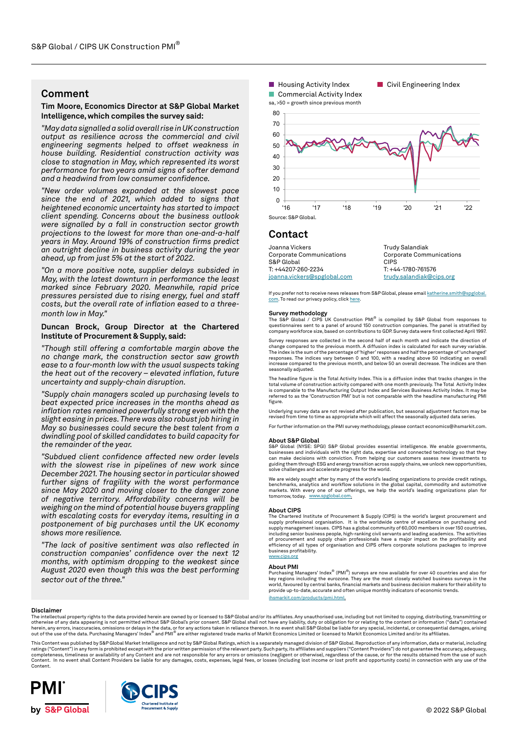## Comment

**Tim Moore, Economics Director at S&P Global Market Intelligence, which compiles the survey said:**

*"May data signalled a solid overall rise in UK construction output as resilience across the commercial and civil engineering segments helped to offset weakness in house building. Residential construction activity was close to stagnation in May, which represented its worst performance for two years amid signs of softer demand and a headwind from low consumer confidence.*

*"New order volumes expanded at the slowest pace since the end of 2021, which added to signs that heightened economic uncertainty has started to impact client spending. Concerns about the business outlook were signalled by a fall in construction sector growth projections to the lowest for more than one-and-a-half years in May. Around 19% of construction firms predict an outright decline in business activity during the year ahead, up from just 5% at the start of 2022.*

*"On a more positive note, supplier delays subsided in May, with the latest downturn in performance the least marked since February 2020. Meanwhile, rapid price pressures persisted due to rising energy, fuel and staff costs, but the overall rate of inflation eased to a three-month low in May."*

**Duncan Brock, Group Director at the Chartered Institute of Procurement & Supply, said:**

*"Though still offering a comfortable margin above the no change mark, the construction sector saw growth ease to a four-month low with the usual suspects taking the heat out of the recovery – elevated inflation, future uncertainty and supply-chain disruption.*

*"Supply chain managers scaled up purchasing levels to beat expected price increases in the months ahead as inflation rates remained powerfully strong even with the slight easing in prices. There was also robust job hiring in May so businesses could secure the best talent from a dwindling pool of skilled candidates to build capacity for the remainder of the year.*

*"Subdued client confidence affected new order levels with the slowest rise in pipelines of new work since December 2021. The housing sector in particular showed further signs of fragility with the worst performance since May 2020 and moving closer to the danger zone of negative territory. Affordability concerns will be weighing on the mind of potential house buyers grappling with escalating costs for everyday items, resulting in a postponement of big purchases until the UK economy shows more resilience.*

*"The lack of positive sentiment was also reflected in construction companies' confidence over the next 12 months, with optimism dropping to the weakest since August 2020 even though this was the best performing sector out of the three."*

Housing Activity Index
Civil Engineering Index
Commercial Activity Index
sa, >50 = growth since previous month
80
70
60
50
40
30
20
10
0
'16
'17
'18
'19
'20
'21
'22

Source: S&P Global.

## Contact

Joanna Vickers
Corporate Communications
S&P Global
T: +44207-260-2234
joanna.vickers@spglobal.com

Trudy Salandiak
Corporate Communications
CIPS
T: +44-1780-761576
trudy.salandiak@cips.org

If you prefer not to receive news releases from S&P Global, please email katherine.smith@spglobal.com. To read our privacy policy, click here.

### Survey methodology

The S&P Global / CIPS UK Construction PMI® is compiled by S&P Global from responses to questionnaires sent to a panel of around 150 construction companies. The panel is stratified by company workforce size, based on contributions to GDP. Survey data were first collected April 1997.

Survey responses are collected in the second half of each month and indicate the direction of change compared to the previous month. A diffusion index is calculated for each survey variable. The index is the sum of the percentage of 'higher' responses and half the percentage of 'unchanged' responses. The indices vary between 0 and 100, with a reading above 50 indicating an overall increase compared to the previous month, and below 50 an overall decrease. The indices are then seasonally adjusted.

The headline figure is the Total Activity Index. This is a diffusion index that tracks changes in the total volume of construction activity compared with one month previously. The Total Activity Index is comparable to the Manufacturing Output Index and Services Business Activity Index. It may be referred to as the 'Construction PMI' but is not comparable with the headline manufacturing PMI figure.

Underlying survey data are not revised after publication, but seasonal adjustment factors may be revised from time to time as appropriate which will affect the seasonally adjusted data series.

For further information on the PMI survey methodology, please contact economics@ihsmarkit.com.

### About S&P Global

S&P Global (NYSE: SPGI) S&P Global provides essential intelligence. We enable governments, businesses and individuals with the right data, expertise and connected technology so that they can make decisions with conviction. From helping our customers assess new investments to guiding them through ESG and energy transition across supply chains, we unlock new opportunities, solve challenges and accelerate progress for the world.

We are widely sought after by many of the world's leading organizations to provide credit ratings, benchmarks, analytics and workflow solutions in the global capital, commodity and automotive markets. With every one of our offerings, we help the world's leading organizations plan for tomorrow, today. www.spglobal.com.

### About CIPS

The Chartered Institute of Procurement & Supply (CIPS) is the world's largest procurement and supply professional organisation. It is the worldwide centre of excellence on purchasing and supply management issues. CIPS has a global community of 60,000 members in over 150 countries, including senior business people, high-ranking civil servants and leading academics. The activities of procurement and supply chain professionals have a major impact on the profitability and efficiency of all types of organisation and CIPS offers corporate solutions packages to improve business profitability.
www.cips.org

### About PMI

Purchasing Managers' Index® (PMI®) surveys are now available for over 40 countries and also for key regions including the eurozone. They are the most closely watched business surveys in the world, favoured by central banks, financial markets and business decision makers for their ability to provide up-to-date, accurate and often unique monthly indicators of economic trends.
ihsmarkit.com/products/pmi.html.

### Disclaimer

The intellectual property rights to the data provided herein are owned by or licensed to S&P Global and/or its affiliates. Any unauthorised use, including but not limited to copying, distributing, transmitting or otherwise of any data appearing is not permitted without S&P Global's prior consent. S&P Global shall not have any liability, duty or obligation for or relating to the content or information ("data") contained herein, any errors, inaccuracies, omissions or delays in the data, or for any actions taken in reliance thereon. In no event shall S&P Global be liable for any special, incidental, or consequential damages, arising out of the use of the data. Purchasing Managers' Index® and PMI® are either registered trade marks of Markit Economics Limited or licensed to Markit Economics Limited and/or its affiliates.

This Content was published by S&P Global Market Intelligence and not by S&P Global Ratings, which is a separately managed division of S&P Global. Reproduction of any information, data or material, including ratings ("Content") in any form is prohibited except with the prior written permission of the relevant party. Such party, its affiliates and suppliers ("Content Providers") do not guarantee the accuracy, adequacy, completeness, timeliness or availability of any Content and are not responsible for any errors or omissions (negligent or otherwise), regardless of the cause, or for the results obtained from the use of such Content. In no event shall Content Providers be liable for any damages, costs, expenses, legal fees, or losses (including lost income or lost profit and opportunity costs) in connection with any use of the Content.

PMI by S&P Global

CIPS Chartered Institute of Procurement & Supply

© 2022 S&P Global